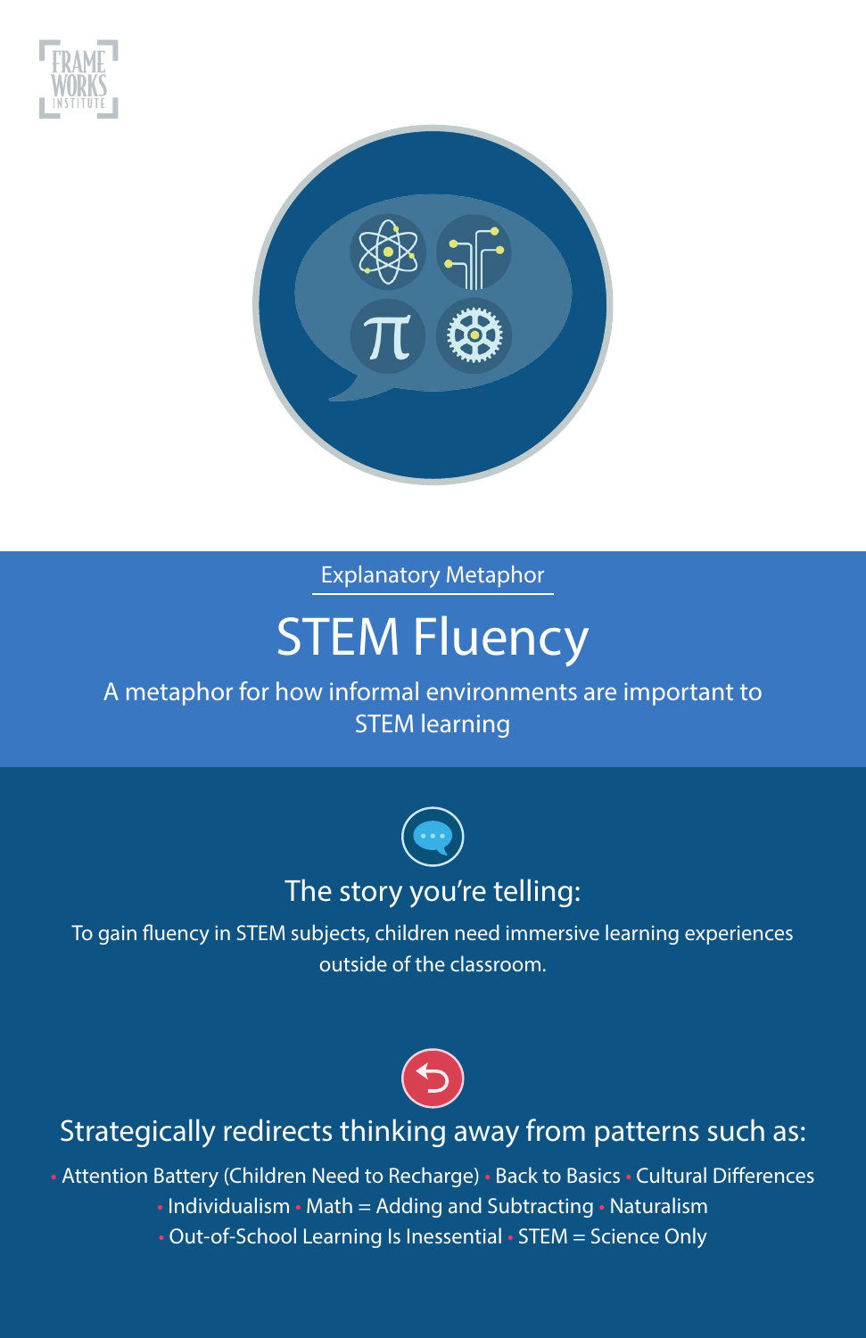FRAME WORKS INSTITUTE

Explanatory Metaphor

# STEM Fluency

A metaphor for how informal environments are important to STEM learning

## The story you're telling:

To gain fluency in STEM subjects, children need immersive learning experiences outside of the classroom.

## Strategically redirects thinking away from patterns such as:

- Attention Battery (Children Need to Recharge)
- Back to Basics
- Cultural Differences
- Individualism
- Math = Adding and Subtracting
- Naturalism
- Out-of-School Learning Is Inessential
- STEM = Science Only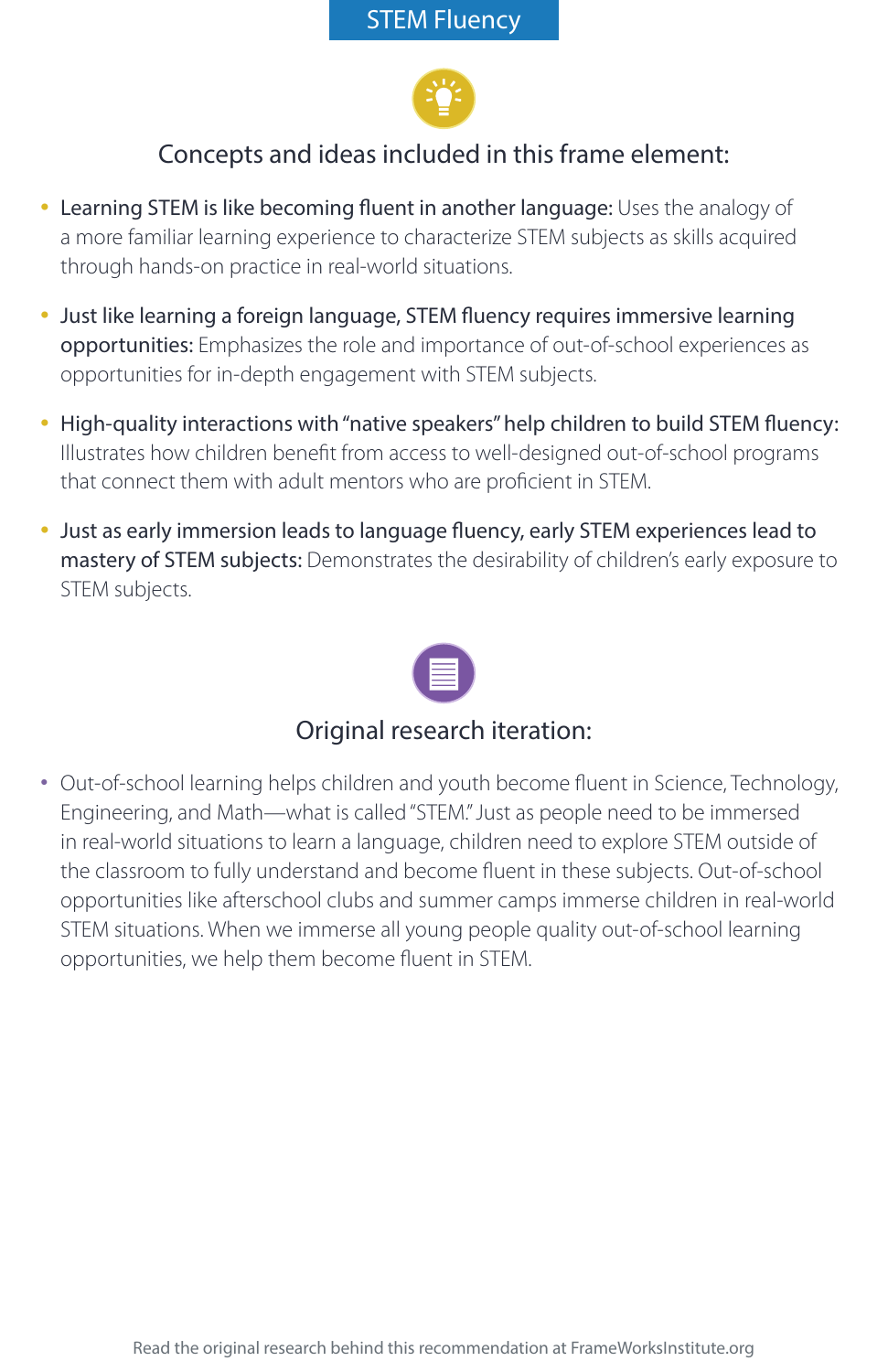# STEM Fluency

## Concepts and ideas included in this frame element:

- **Learning STEM is like becoming fluent in another language:** Uses the analogy of a more familiar learning experience to characterize STEM subjects as skills acquired through hands-on practice in real-world situations.
- **Just like learning a foreign language, STEM fluency requires immersive learning opportunities:** Emphasizes the role and importance of out-of-school experiences as opportunities for in-depth engagement with STEM subjects.
- **High-quality interactions with "native speakers" help children to build STEM fluency:** Illustrates how children benefit from access to well-designed out-of-school programs that connect them with adult mentors who are proficient in STEM.
- **Just as early immersion leads to language fluency, early STEM experiences lead to mastery of STEM subjects:** Demonstrates the desirability of children's early exposure to STEM subjects.

## Original research iteration:

- Out-of-school learning helps children and youth become fluent in Science, Technology, Engineering, and Math—what is called "STEM." Just as people need to be immersed in real-world situations to learn a language, children need to explore STEM outside of the classroom to fully understand and become fluent in these subjects. Out-of-school opportunities like afterschool clubs and summer camps immerse children in real-world STEM situations. When we immerse all young people quality out-of-school learning opportunities, we help them become fluent in STEM.

Read the original research behind this recommendation at FrameWorksInstitute.org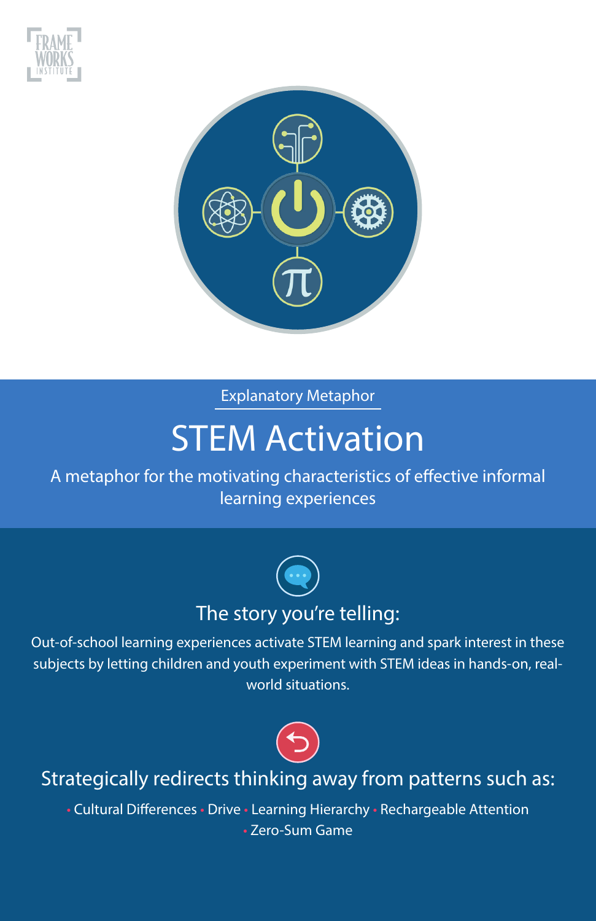Explanatory Metaphor

# STEM Activation

A metaphor for the motivating characteristics of effective informal learning experiences

## The story you're telling:

Out-of-school learning experiences activate STEM learning and spark interest in these subjects by letting children and youth experiment with STEM ideas in hands-on, real-world situations.

## Strategically redirects thinking away from patterns such as:

- Cultural Differences
- Drive
- Learning Hierarchy
- Rechargeable Attention
- Zero-Sum Game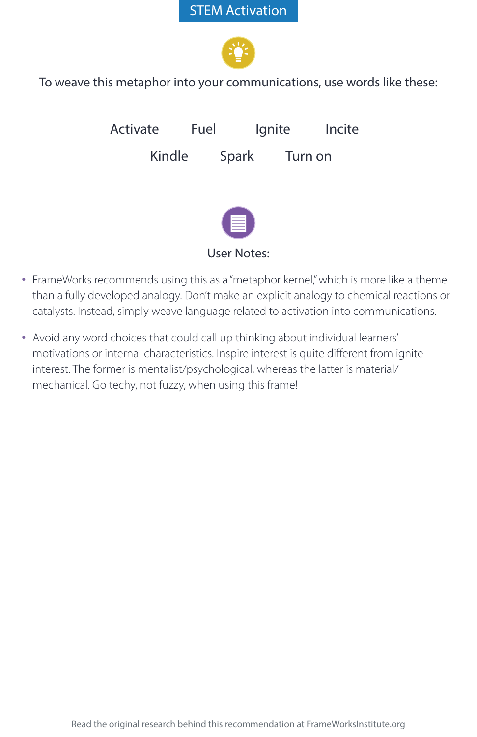# STEM Activation

To weave this metaphor into your communications, use words like these:

Activate    Fuel    Ignite    Incite

Kindle    Spark    Turn on

## User Notes:

- FrameWorks recommends using this as a "metaphor kernel," which is more like a theme than a fully developed analogy. Don't make an explicit analogy to chemical reactions or catalysts. Instead, simply weave language related to activation into communications.
- Avoid any word choices that could call up thinking about individual learners' motivations or internal characteristics. Inspire interest is quite different from ignite interest. The former is mentalist/psychological, whereas the latter is material/mechanical. Go techy, not fuzzy, when using this frame!

Read the original research behind this recommendation at FrameWorksInstitute.org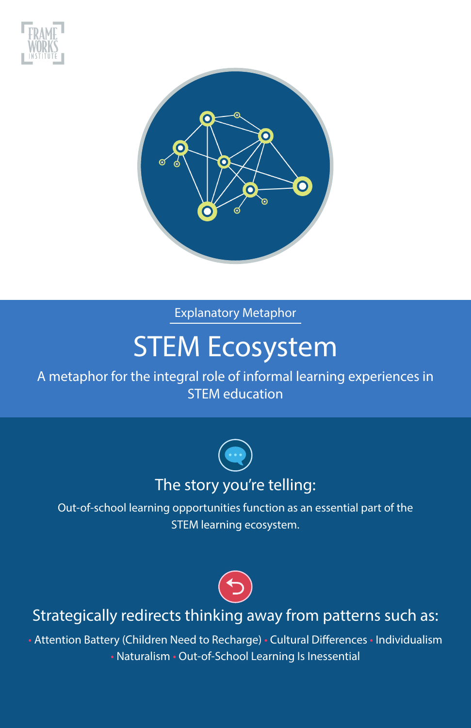Explanatory Metaphor

# STEM Ecosystem

A metaphor for the integral role of informal learning experiences in STEM education

## The story you're telling:

Out-of-school learning opportunities function as an essential part of the STEM learning ecosystem.

## Strategically redirects thinking away from patterns such as:

- Attention Battery (Children Need to Recharge)
- Cultural Differences
- Individualism
- Naturalism
- Out-of-School Learning Is Inessential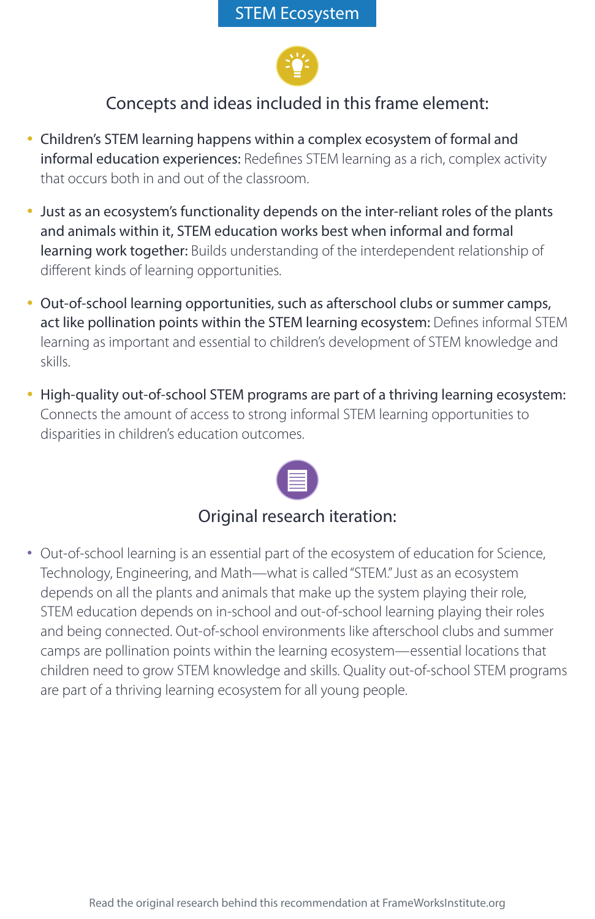# STEM Ecosystem

## Concepts and ideas included in this frame element:

- **Children's STEM learning happens within a complex ecosystem of formal and informal education experiences:** Redefines STEM learning as a rich, complex activity that occurs both in and out of the classroom.
- **Just as an ecosystem's functionality depends on the inter-reliant roles of the plants and animals within it, STEM education works best when informal and formal learning work together:** Builds understanding of the interdependent relationship of different kinds of learning opportunities.
- **Out-of-school learning opportunities, such as afterschool clubs or summer camps, act like pollination points within the STEM learning ecosystem:** Defines informal STEM learning as important and essential to children's development of STEM knowledge and skills.
- **High-quality out-of-school STEM programs are part of a thriving learning ecosystem:** Connects the amount of access to strong informal STEM learning opportunities to disparities in children's education outcomes.

## Original research iteration:

- Out-of-school learning is an essential part of the ecosystem of education for Science, Technology, Engineering, and Math—what is called "STEM." Just as an ecosystem depends on all the plants and animals that make up the system playing their role, STEM education depends on in-school and out-of-school learning playing their roles and being connected. Out-of-school environments like afterschool clubs and summer camps are pollination points within the learning ecosystem—essential locations that children need to grow STEM knowledge and skills. Quality out-of-school STEM programs are part of a thriving learning ecosystem for all young people.

Read the original research behind this recommendation at FrameWorksInstitute.org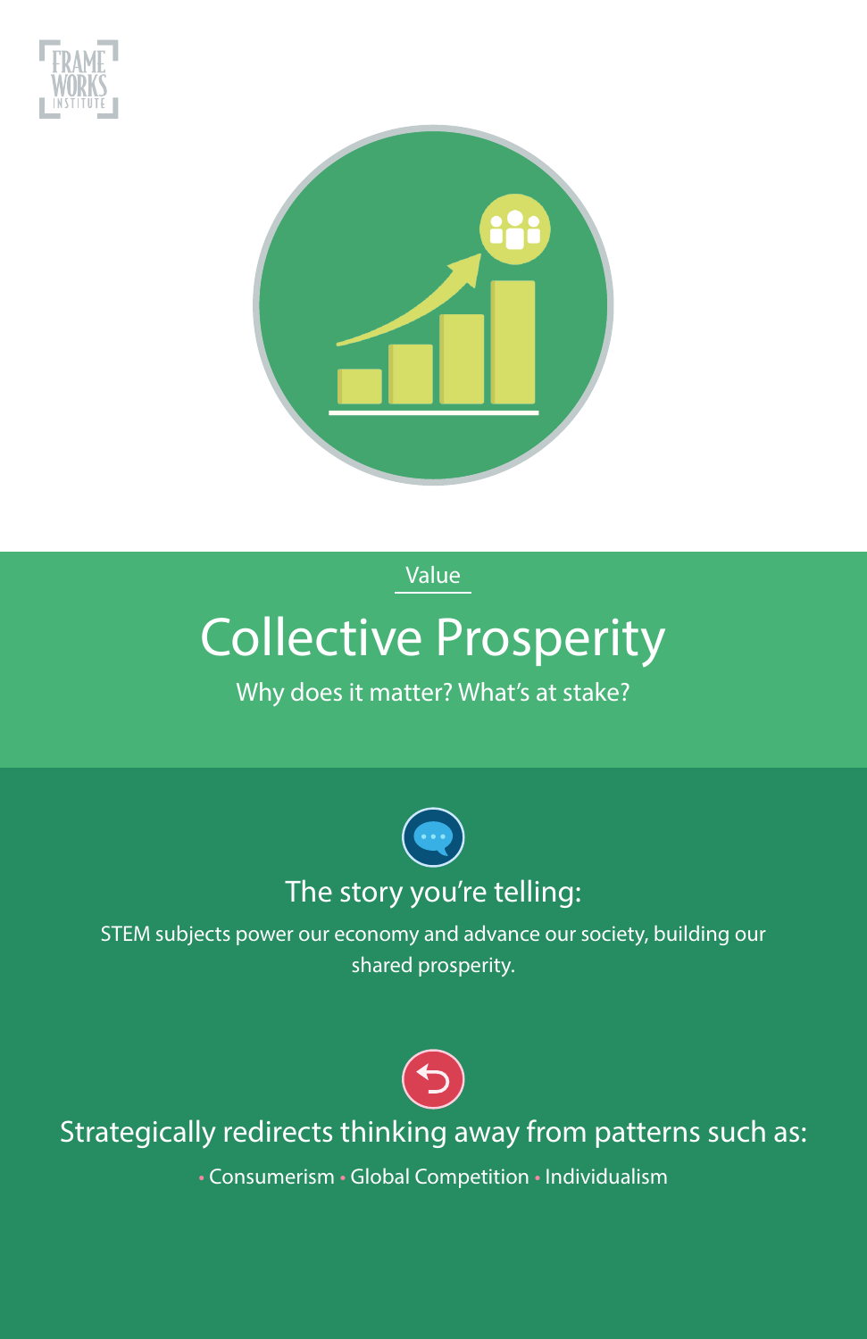Value

# Collective Prosperity

Why does it matter? What's at stake?

## The story you're telling:

STEM subjects power our economy and advance our society, building our shared prosperity.

## Strategically redirects thinking away from patterns such as:

- Consumerism
- Global Competition
- Individualism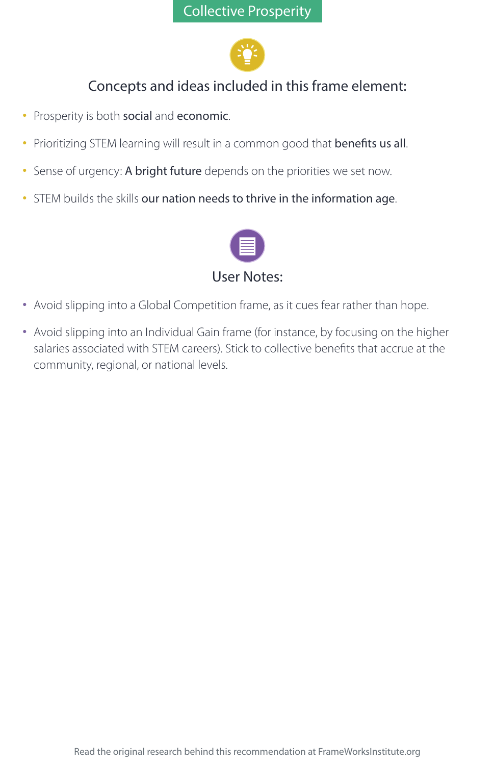# Collective Prosperity

## Concepts and ideas included in this frame element:

- Prosperity is both **social** and **economic**.
- Prioritizing STEM learning will result in a common good that **benefits us all**.
- Sense of urgency: **A bright future** depends on the priorities we set now.
- STEM builds the skills **our nation needs to thrive in the information age**.

## User Notes:

- Avoid slipping into a Global Competition frame, as it cues fear rather than hope.
- Avoid slipping into an Individual Gain frame (for instance, by focusing on the higher salaries associated with STEM careers). Stick to collective benefits that accrue at the community, regional, or national levels.

Read the original research behind this recommendation at FrameWorksInstitute.org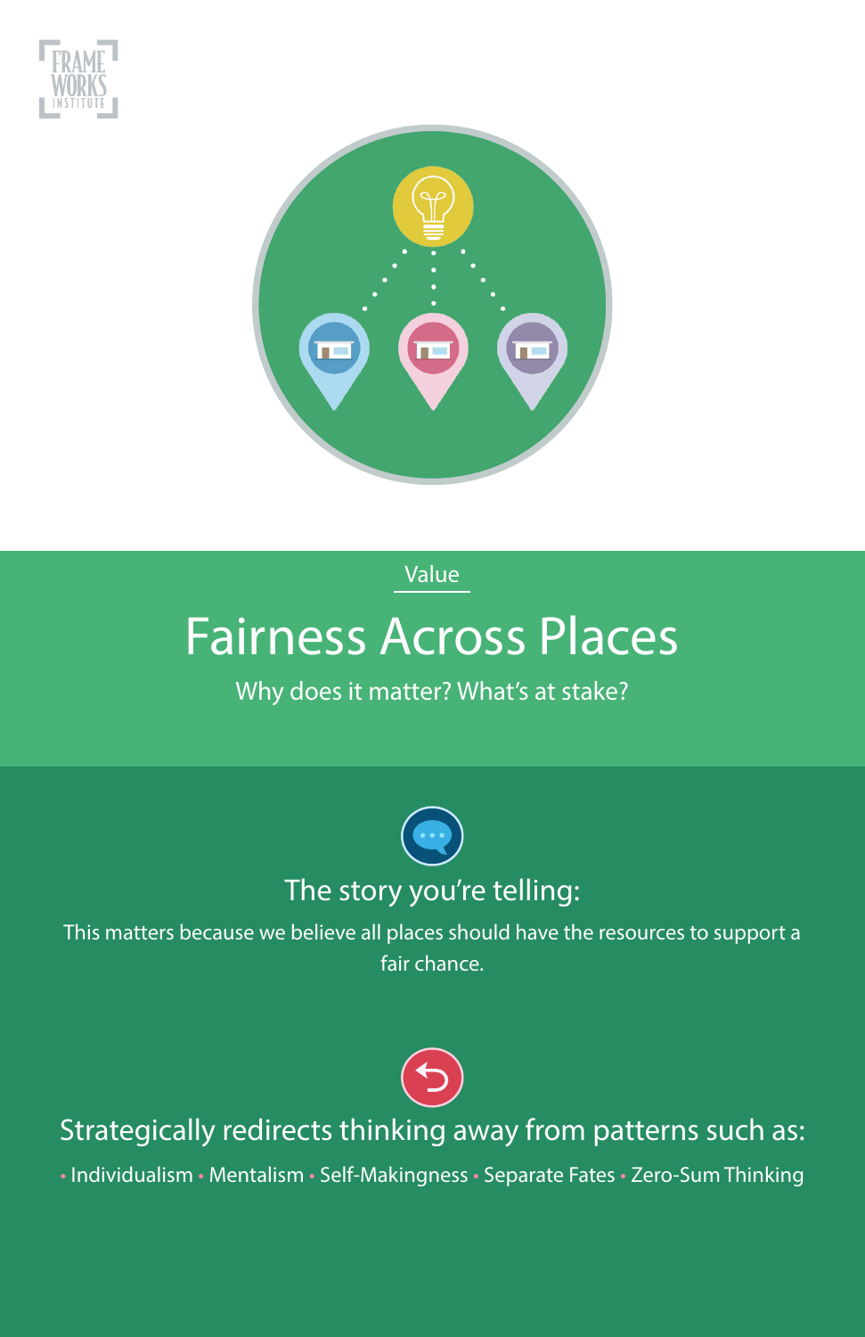Value

# Fairness Across Places

Why does it matter? What's at stake?

## The story you're telling:

This matters because we believe all places should have the resources to support a fair chance.

## Strategically redirects thinking away from patterns such as:

• Individualism • Mentalism • Self-Makingness • Separate Fates • Zero-Sum Thinking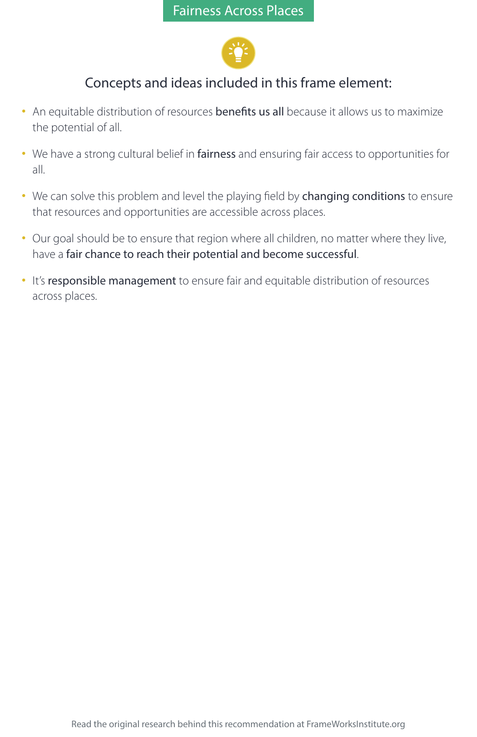# Fairness Across Places

## Concepts and ideas included in this frame element:

- An equitable distribution of resources **benefits us all** because it allows us to maximize the potential of all.
- We have a strong cultural belief in **fairness** and ensuring fair access to opportunities for all.
- We can solve this problem and level the playing field by **changing conditions** to ensure that resources and opportunities are accessible across places.
- Our goal should be to ensure that region where all children, no matter where they live, have a **fair chance to reach their potential and become successful**.
- It's **responsible management** to ensure fair and equitable distribution of resources across places.

Read the original research behind this recommendation at FrameWorksInstitute.org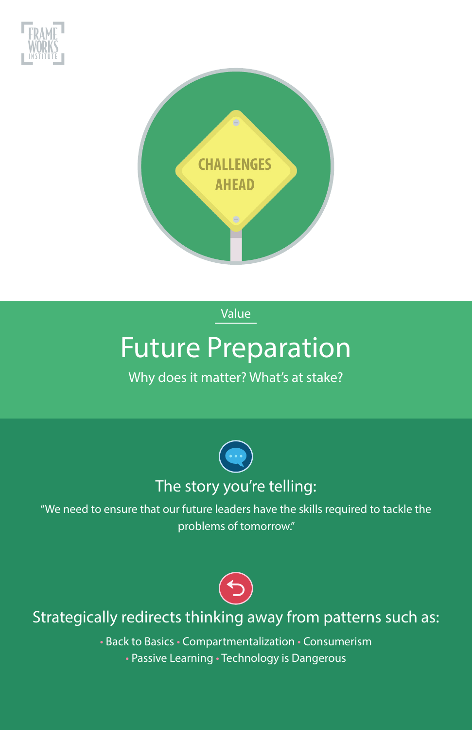Value

# Future Preparation

Why does it matter? What's at stake?

## The story you're telling:

"We need to ensure that our future leaders have the skills required to tackle the problems of tomorrow."

## Strategically redirects thinking away from patterns such as:

• Back to Basics • Compartmentalization • Consumerism
• Passive Learning • Technology is Dangerous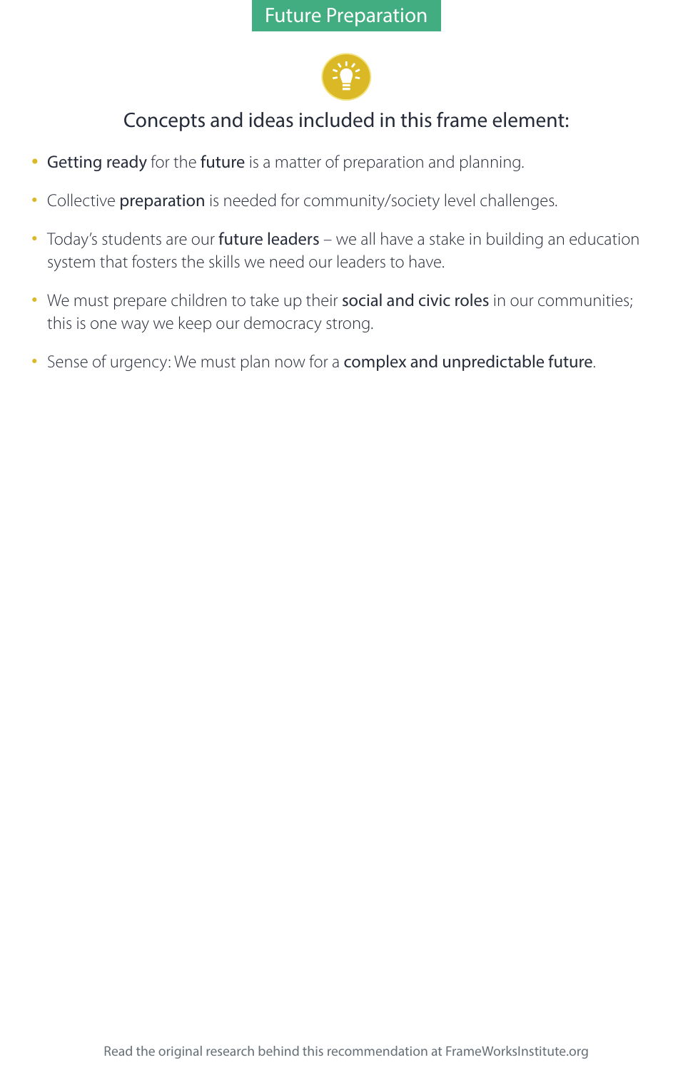# Future Preparation

## Concepts and ideas included in this frame element:

- **Getting ready** for the **future** is a matter of preparation and planning.
- Collective **preparation** is needed for community/society level challenges.
- Today's students are our **future leaders** – we all have a stake in building an education system that fosters the skills we need our leaders to have.
- We must prepare children to take up their **social and civic roles** in our communities; this is one way we keep our democracy strong.
- Sense of urgency: We must plan now for a **complex and unpredictable future**.

Read the original research behind this recommendation at FrameWorksInstitute.org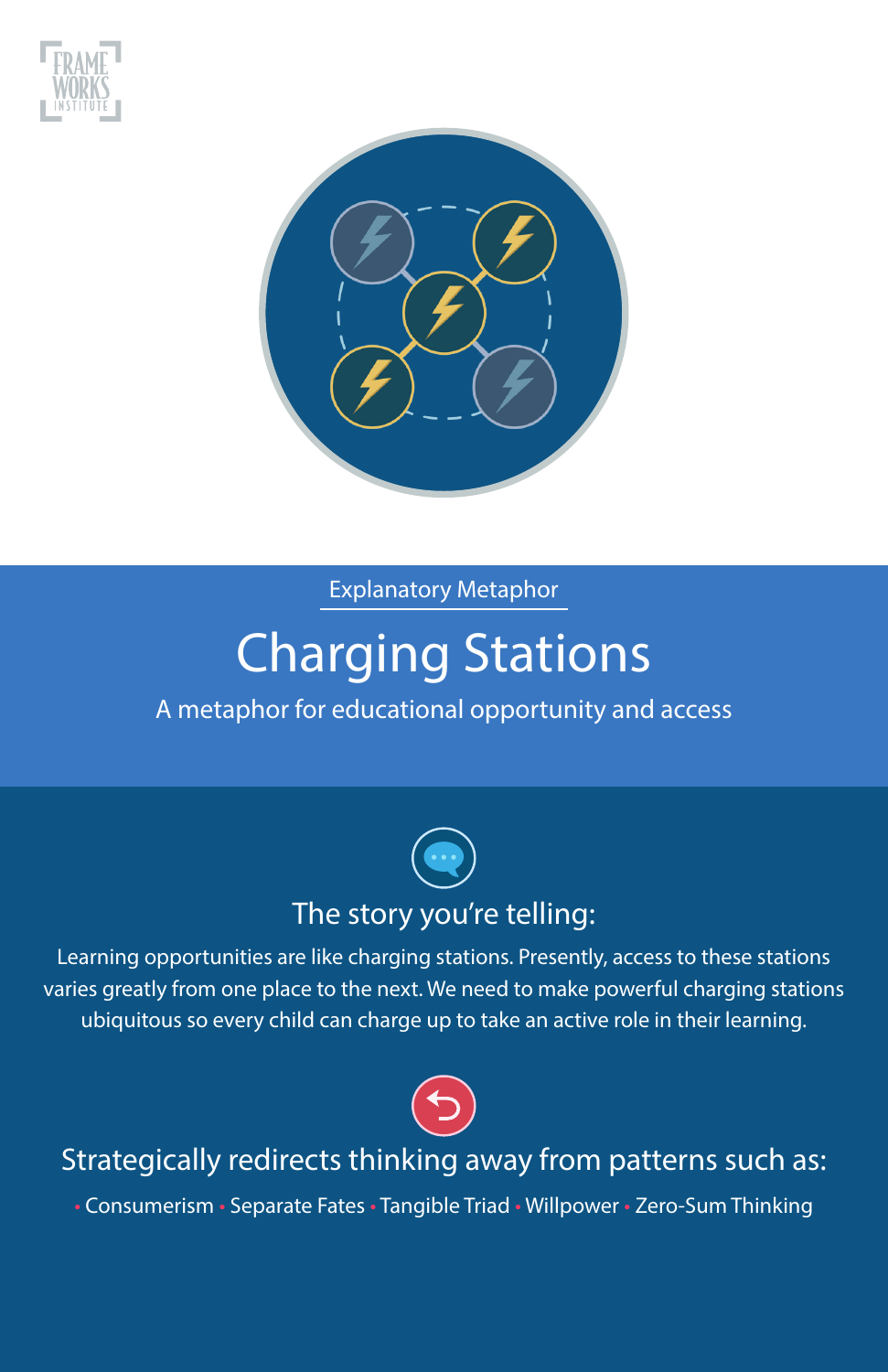Explanatory Metaphor

# Charging Stations

A metaphor for educational opportunity and access

## The story you're telling:

Learning opportunities are like charging stations. Presently, access to these stations varies greatly from one place to the next. We need to make powerful charging stations ubiquitous so every child can charge up to take an active role in their learning.

## Strategically redirects thinking away from patterns such as:

- Consumerism
- Separate Fates
- Tangible Triad
- Willpower
- Zero-Sum Thinking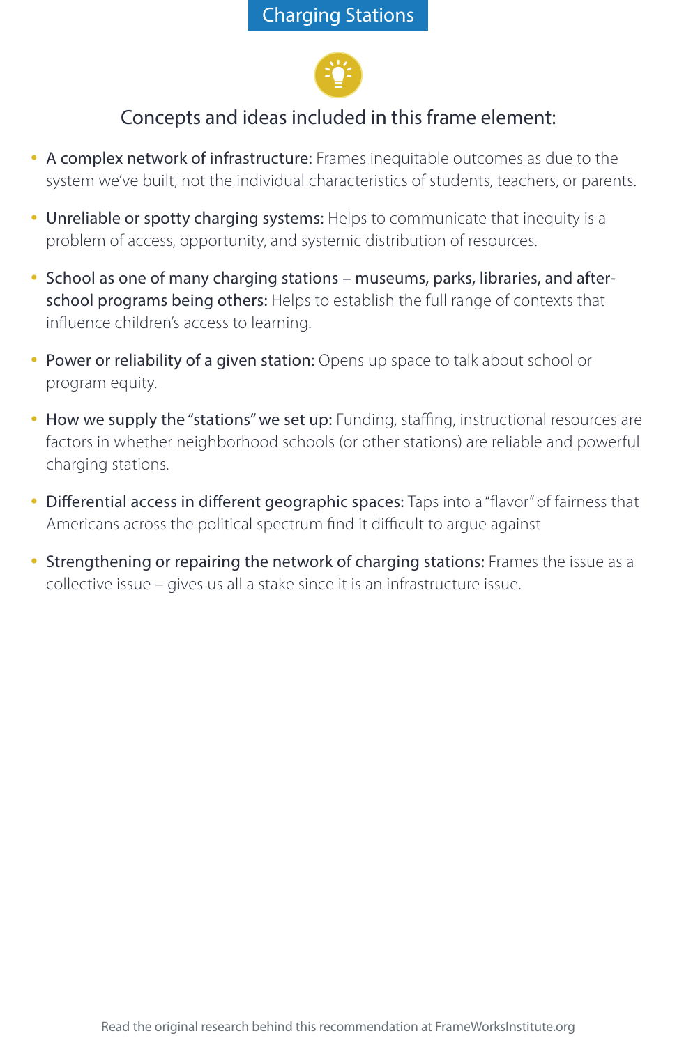# Charging Stations

## Concepts and ideas included in this frame element:

- **A complex network of infrastructure:** Frames inequitable outcomes as due to the system we've built, not the individual characteristics of students, teachers, or parents.
- **Unreliable or spotty charging systems:** Helps to communicate that inequity is a problem of access, opportunity, and systemic distribution of resources.
- **School as one of many charging stations – museums, parks, libraries, and after-school programs being others:** Helps to establish the full range of contexts that influence children's access to learning.
- **Power or reliability of a given station:** Opens up space to talk about school or program equity.
- **How we supply the "stations" we set up:** Funding, staffing, instructional resources are factors in whether neighborhood schools (or other stations) are reliable and powerful charging stations.
- **Differential access in different geographic spaces:** Taps into a "flavor" of fairness that Americans across the political spectrum find it difficult to argue against
- **Strengthening or repairing the network of charging stations:** Frames the issue as a collective issue – gives us all a stake since it is an infrastructure issue.

Read the original research behind this recommendation at FrameWorksInstitute.org